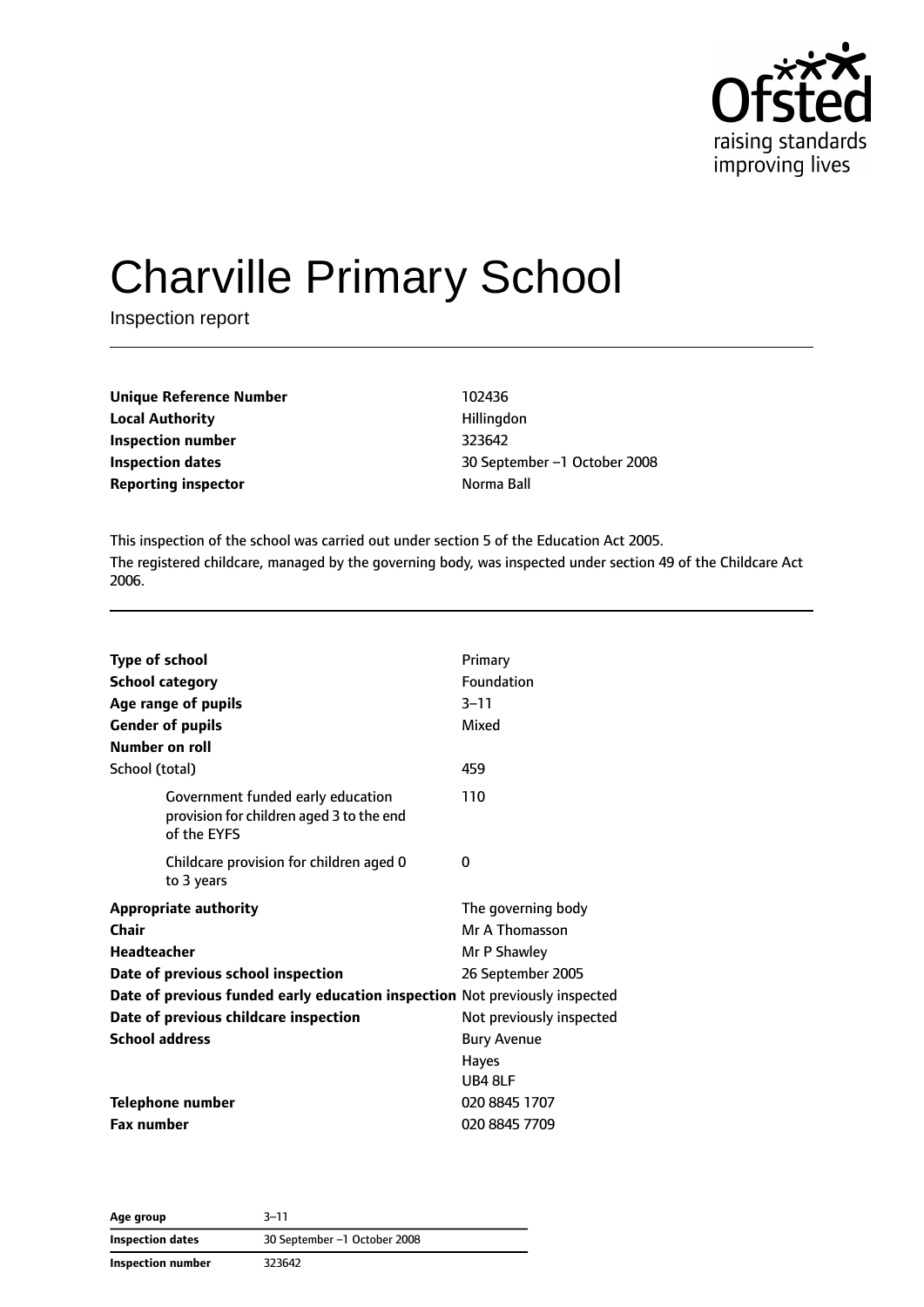# Charville Primary School

Inspection report

| | |
|---|---|
| **Unique Reference Number** | 102436 |
| **Local Authority** | Hillingdon |
| **Inspection number** | 323642 |
| **Inspection dates** | 30 September –1 October 2008 |
| **Reporting inspector** | Norma Ball |

This inspection of the school was carried out under section 5 of the Education Act 2005.

The registered childcare, managed by the governing body, was inspected under section 49 of the Childcare Act 2006.

| | |
|---|---|
| **Type of school** | Primary |
| **School category** | Foundation |
| **Age range of pupils** | 3–11 |
| **Gender of pupils** | Mixed |
| **Number on roll** | |
| School (total) | 459 |
| Government funded early education provision for children aged 3 to the end of the EYFS | 110 |
| Childcare provision for children aged 0 to 3 years | 0 |
| **Appropriate authority** | The governing body |
| **Chair** | Mr A Thomasson |
| **Headteacher** | Mr P Shawley |
| **Date of previous school inspection** | 26 September 2005 |
| **Date of previous funded early education inspection** | Not previously inspected |
| **Date of previous childcare inspection** | Not previously inspected |
| **School address** | Bury Avenue<br>Hayes<br>UB4 8LF |
| **Telephone number** | 020 8845 1707 |
| **Fax number** | 020 8845 7709 |

| | |
|---|---|
| **Age group** | 3–11 |
| **Inspection dates** | 30 September –1 October 2008 |
| **Inspection number** | 323642 |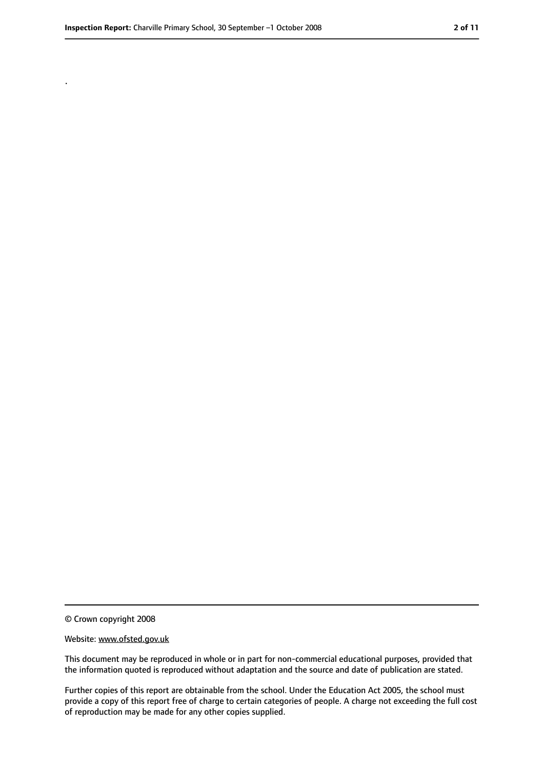.

© Crown copyright 2008

Website: www.ofsted.gov.uk

This document may be reproduced in whole or in part for non-commercial educational purposes, provided that the information quoted is reproduced without adaptation and the source and date of publication are stated.

Further copies of this report are obtainable from the school. Under the Education Act 2005, the school must provide a copy of this report free of charge to certain categories of people. A charge not exceeding the full cost of reproduction may be made for any other copies supplied.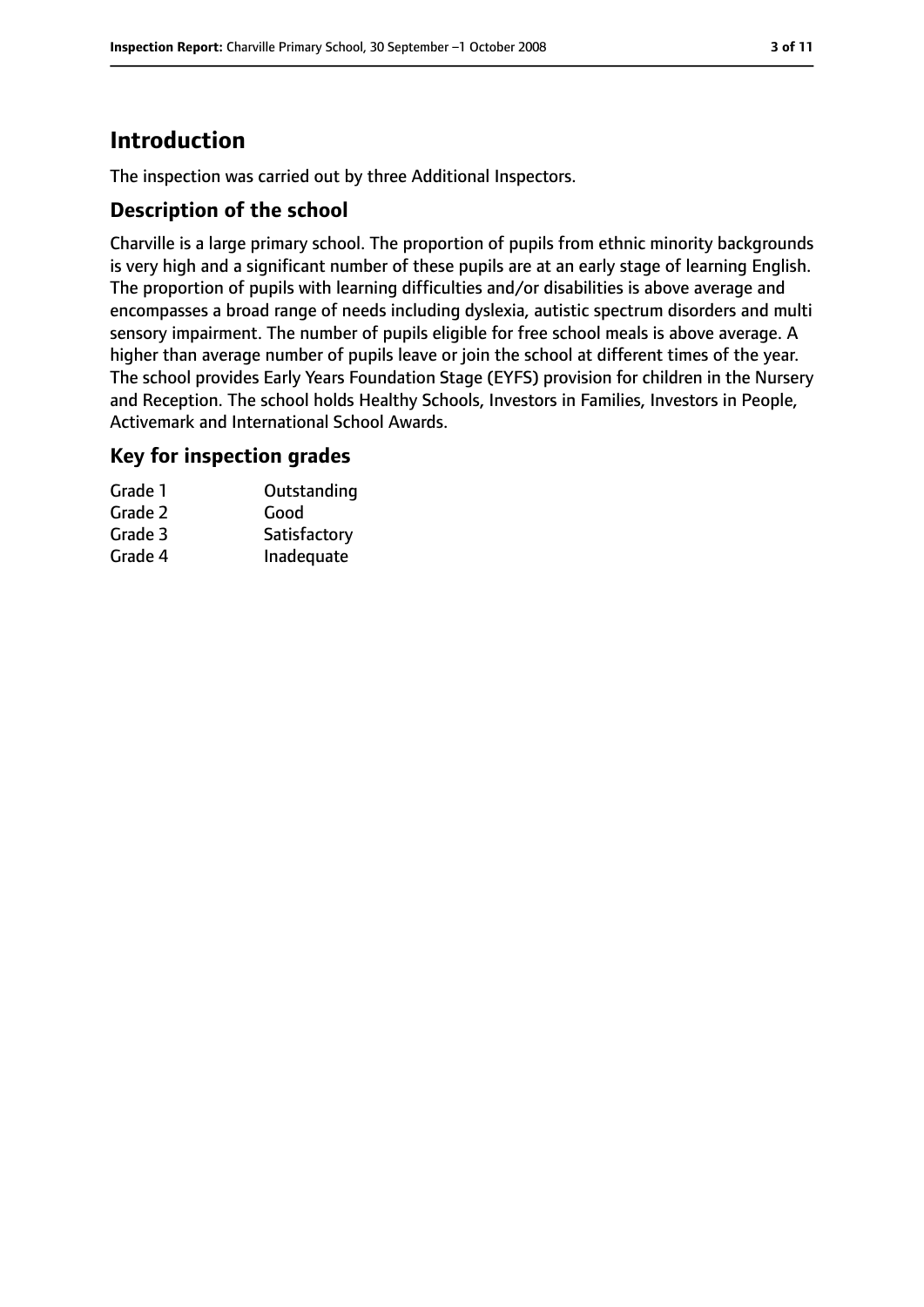# Introduction

The inspection was carried out by three Additional Inspectors.

## Description of the school

Charville is a large primary school. The proportion of pupils from ethnic minority backgrounds is very high and a significant number of these pupils are at an early stage of learning English. The proportion of pupils with learning difficulties and/or disabilities is above average and encompasses a broad range of needs including dyslexia, autistic spectrum disorders and multi sensory impairment. The number of pupils eligible for free school meals is above average. A higher than average number of pupils leave or join the school at different times of the year. The school provides Early Years Foundation Stage (EYFS) provision for children in the Nursery and Reception. The school holds Healthy Schools, Investors in Families, Investors in People, Activemark and International School Awards.

## Key for inspection grades

| | |
|---|---|
| Grade 1 | Outstanding |
| Grade 2 | Good |
| Grade 3 | Satisfactory |
| Grade 4 | Inadequate |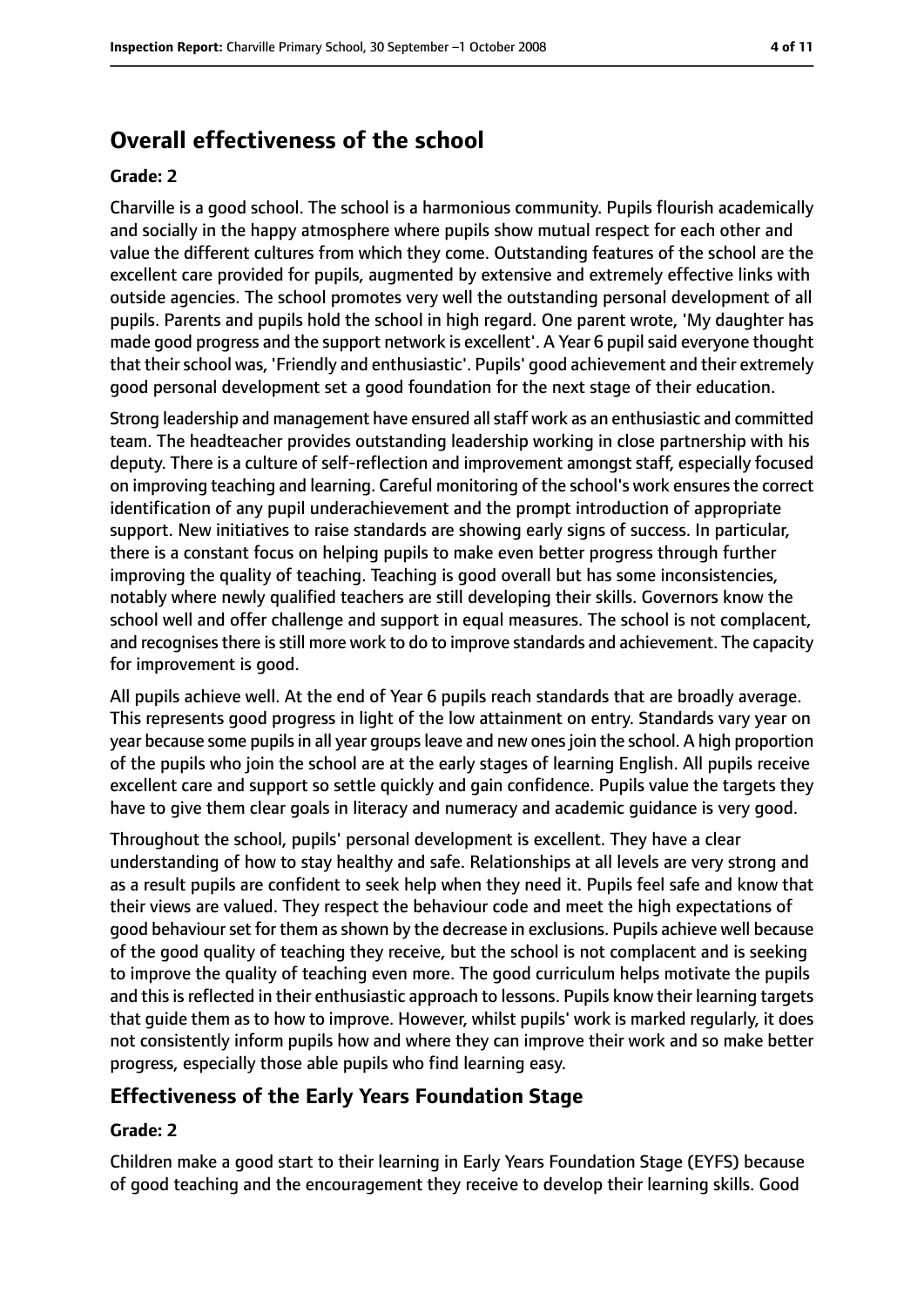## Overall effectiveness of the school

### Grade: 2

Charville is a good school. The school is a harmonious community. Pupils flourish academically and socially in the happy atmosphere where pupils show mutual respect for each other and value the different cultures from which they come. Outstanding features of the school are the excellent care provided for pupils, augmented by extensive and extremely effective links with outside agencies. The school promotes very well the outstanding personal development of all pupils. Parents and pupils hold the school in high regard. One parent wrote, 'My daughter has made good progress and the support network is excellent'. A Year 6 pupil said everyone thought that their school was, 'Friendly and enthusiastic'. Pupils' good achievement and their extremely good personal development set a good foundation for the next stage of their education.

Strong leadership and management have ensured all staff work as an enthusiastic and committed team. The headteacher provides outstanding leadership working in close partnership with his deputy. There is a culture of self-reflection and improvement amongst staff, especially focused on improving teaching and learning. Careful monitoring of the school's work ensures the correct identification of any pupil underachievement and the prompt introduction of appropriate support. New initiatives to raise standards are showing early signs of success. In particular, there is a constant focus on helping pupils to make even better progress through further improving the quality of teaching. Teaching is good overall but has some inconsistencies, notably where newly qualified teachers are still developing their skills. Governors know the school well and offer challenge and support in equal measures. The school is not complacent, and recognises there is still more work to do to improve standards and achievement. The capacity for improvement is good.

All pupils achieve well. At the end of Year 6 pupils reach standards that are broadly average. This represents good progress in light of the low attainment on entry. Standards vary year on year because some pupils in all year groups leave and new ones join the school. A high proportion of the pupils who join the school are at the early stages of learning English. All pupils receive excellent care and support so settle quickly and gain confidence. Pupils value the targets they have to give them clear goals in literacy and numeracy and academic guidance is very good.

Throughout the school, pupils' personal development is excellent. They have a clear understanding of how to stay healthy and safe. Relationships at all levels are very strong and as a result pupils are confident to seek help when they need it. Pupils feel safe and know that their views are valued. They respect the behaviour code and meet the high expectations of good behaviour set for them as shown by the decrease in exclusions. Pupils achieve well because of the good quality of teaching they receive, but the school is not complacent and is seeking to improve the quality of teaching even more. The good curriculum helps motivate the pupils and this is reflected in their enthusiastic approach to lessons. Pupils know their learning targets that guide them as to how to improve. However, whilst pupils' work is marked regularly, it does not consistently inform pupils how and where they can improve their work and so make better progress, especially those able pupils who find learning easy.

## Effectiveness of the Early Years Foundation Stage

### Grade: 2

Children make a good start to their learning in Early Years Foundation Stage (EYFS) because of good teaching and the encouragement they receive to develop their learning skills. Good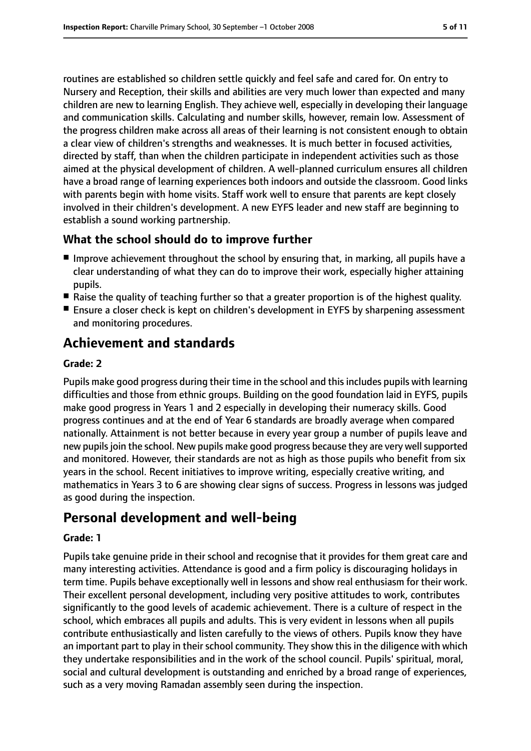routines are established so children settle quickly and feel safe and cared for. On entry to Nursery and Reception, their skills and abilities are very much lower than expected and many children are new to learning English. They achieve well, especially in developing their language and communication skills. Calculating and number skills, however, remain low. Assessment of the progress children make across all areas of their learning is not consistent enough to obtain a clear view of children's strengths and weaknesses. It is much better in focused activities, directed by staff, than when the children participate in independent activities such as those aimed at the physical development of children. A well-planned curriculum ensures all children have a broad range of learning experiences both indoors and outside the classroom. Good links with parents begin with home visits. Staff work well to ensure that parents are kept closely involved in their children's development. A new EYFS leader and new staff are beginning to establish a sound working partnership.

### What the school should do to improve further

- Improve achievement throughout the school by ensuring that, in marking, all pupils have a clear understanding of what they can do to improve their work, especially higher attaining pupils.
- Raise the quality of teaching further so that a greater proportion is of the highest quality.
- Ensure a closer check is kept on children's development in EYFS by sharpening assessment and monitoring procedures.

## Achievement and standards

**Grade: 2**

Pupils make good progress during their time in the school and this includes pupils with learning difficulties and those from ethnic groups. Building on the good foundation laid in EYFS, pupils make good progress in Years 1 and 2 especially in developing their numeracy skills. Good progress continues and at the end of Year 6 standards are broadly average when compared nationally. Attainment is not better because in every year group a number of pupils leave and new pupils join the school. New pupils make good progress because they are very well supported and monitored. However, their standards are not as high as those pupils who benefit from six years in the school. Recent initiatives to improve writing, especially creative writing, and mathematics in Years 3 to 6 are showing clear signs of success. Progress in lessons was judged as good during the inspection.

## Personal development and well-being

**Grade: 1**

Pupils take genuine pride in their school and recognise that it provides for them great care and many interesting activities. Attendance is good and a firm policy is discouraging holidays in term time. Pupils behave exceptionally well in lessons and show real enthusiasm for their work. Their excellent personal development, including very positive attitudes to work, contributes significantly to the good levels of academic achievement. There is a culture of respect in the school, which embraces all pupils and adults. This is very evident in lessons when all pupils contribute enthusiastically and listen carefully to the views of others. Pupils know they have an important part to play in their school community. They show this in the diligence with which they undertake responsibilities and in the work of the school council. Pupils' spiritual, moral, social and cultural development is outstanding and enriched by a broad range of experiences, such as a very moving Ramadan assembly seen during the inspection.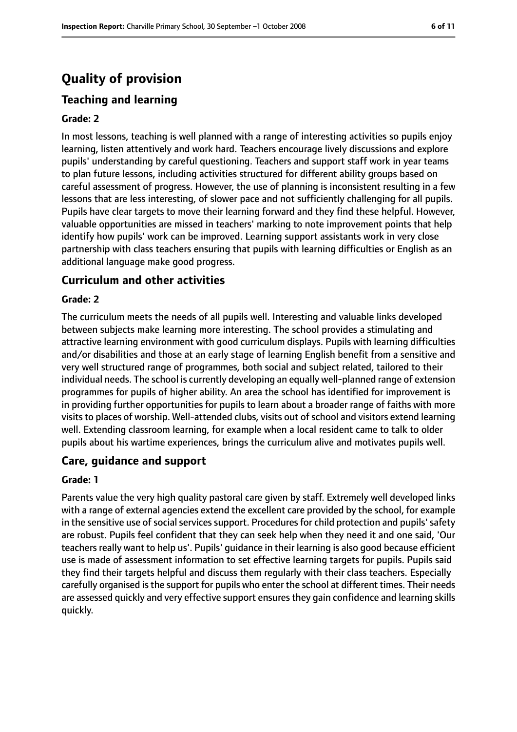# Quality of provision

## Teaching and learning

**Grade: 2**

In most lessons, teaching is well planned with a range of interesting activities so pupils enjoy learning, listen attentively and work hard. Teachers encourage lively discussions and explore pupils' understanding by careful questioning. Teachers and support staff work in year teams to plan future lessons, including activities structured for different ability groups based on careful assessment of progress. However, the use of planning is inconsistent resulting in a few lessons that are less interesting, of slower pace and not sufficiently challenging for all pupils. Pupils have clear targets to move their learning forward and they find these helpful. However, valuable opportunities are missed in teachers' marking to note improvement points that help identify how pupils' work can be improved. Learning support assistants work in very close partnership with class teachers ensuring that pupils with learning difficulties or English as an additional language make good progress.

## Curriculum and other activities

**Grade: 2**

The curriculum meets the needs of all pupils well. Interesting and valuable links developed between subjects make learning more interesting. The school provides a stimulating and attractive learning environment with good curriculum displays. Pupils with learning difficulties and/or disabilities and those at an early stage of learning English benefit from a sensitive and very well structured range of programmes, both social and subject related, tailored to their individual needs. The school is currently developing an equally well-planned range of extension programmes for pupils of higher ability. An area the school has identified for improvement is in providing further opportunities for pupils to learn about a broader range of faiths with more visits to places of worship. Well-attended clubs, visits out of school and visitors extend learning well. Extending classroom learning, for example when a local resident came to talk to older pupils about his wartime experiences, brings the curriculum alive and motivates pupils well.

## Care, guidance and support

**Grade: 1**

Parents value the very high quality pastoral care given by staff. Extremely well developed links with a range of external agencies extend the excellent care provided by the school, for example in the sensitive use of social services support. Procedures for child protection and pupils' safety are robust. Pupils feel confident that they can seek help when they need it and one said, 'Our teachers really want to help us'. Pupils' guidance in their learning is also good because efficient use is made of assessment information to set effective learning targets for pupils. Pupils said they find their targets helpful and discuss them regularly with their class teachers. Especially carefully organised is the support for pupils who enter the school at different times. Their needs are assessed quickly and very effective support ensures they gain confidence and learning skills quickly.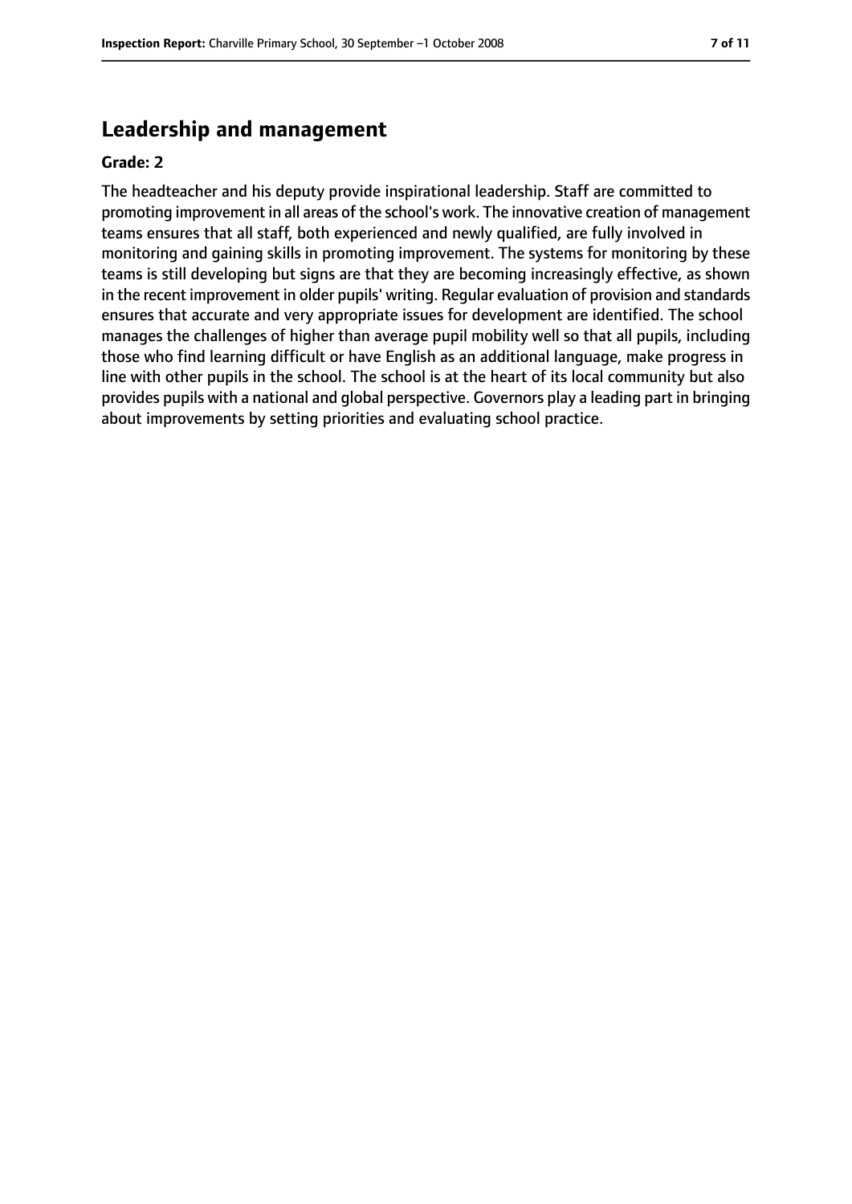## Leadership and management

**Grade: 2**

The headteacher and his deputy provide inspirational leadership. Staff are committed to promoting improvement in all areas of the school's work. The innovative creation of management teams ensures that all staff, both experienced and newly qualified, are fully involved in monitoring and gaining skills in promoting improvement. The systems for monitoring by these teams is still developing but signs are that they are becoming increasingly effective, as shown in the recent improvement in older pupils' writing. Regular evaluation of provision and standards ensures that accurate and very appropriate issues for development are identified. The school manages the challenges of higher than average pupil mobility well so that all pupils, including those who find learning difficult or have English as an additional language, make progress in line with other pupils in the school. The school is at the heart of its local community but also provides pupils with a national and global perspective. Governors play a leading part in bringing about improvements by setting priorities and evaluating school practice.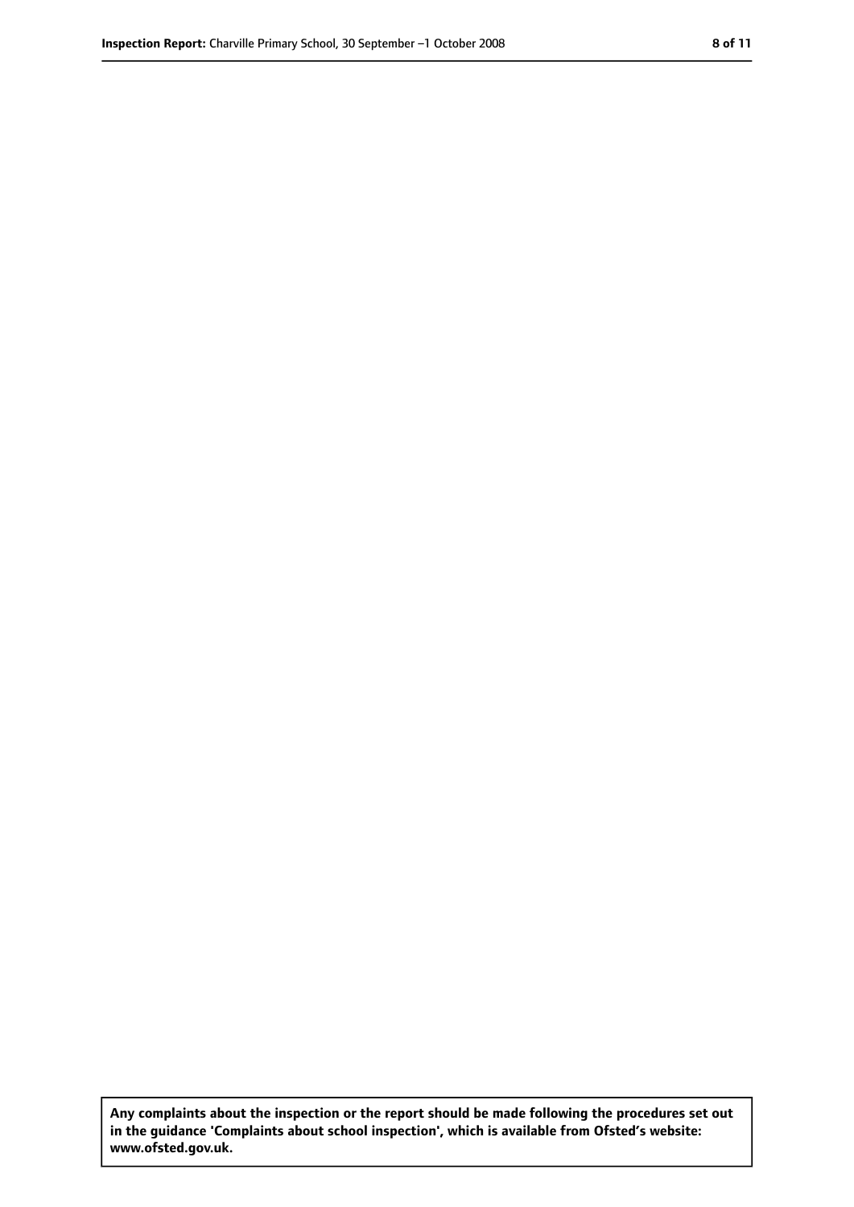**Any complaints about the inspection or the report should be made following the procedures set out in the guidance 'Complaints about school inspection', which is available from Ofsted's website: www.ofsted.gov.uk.**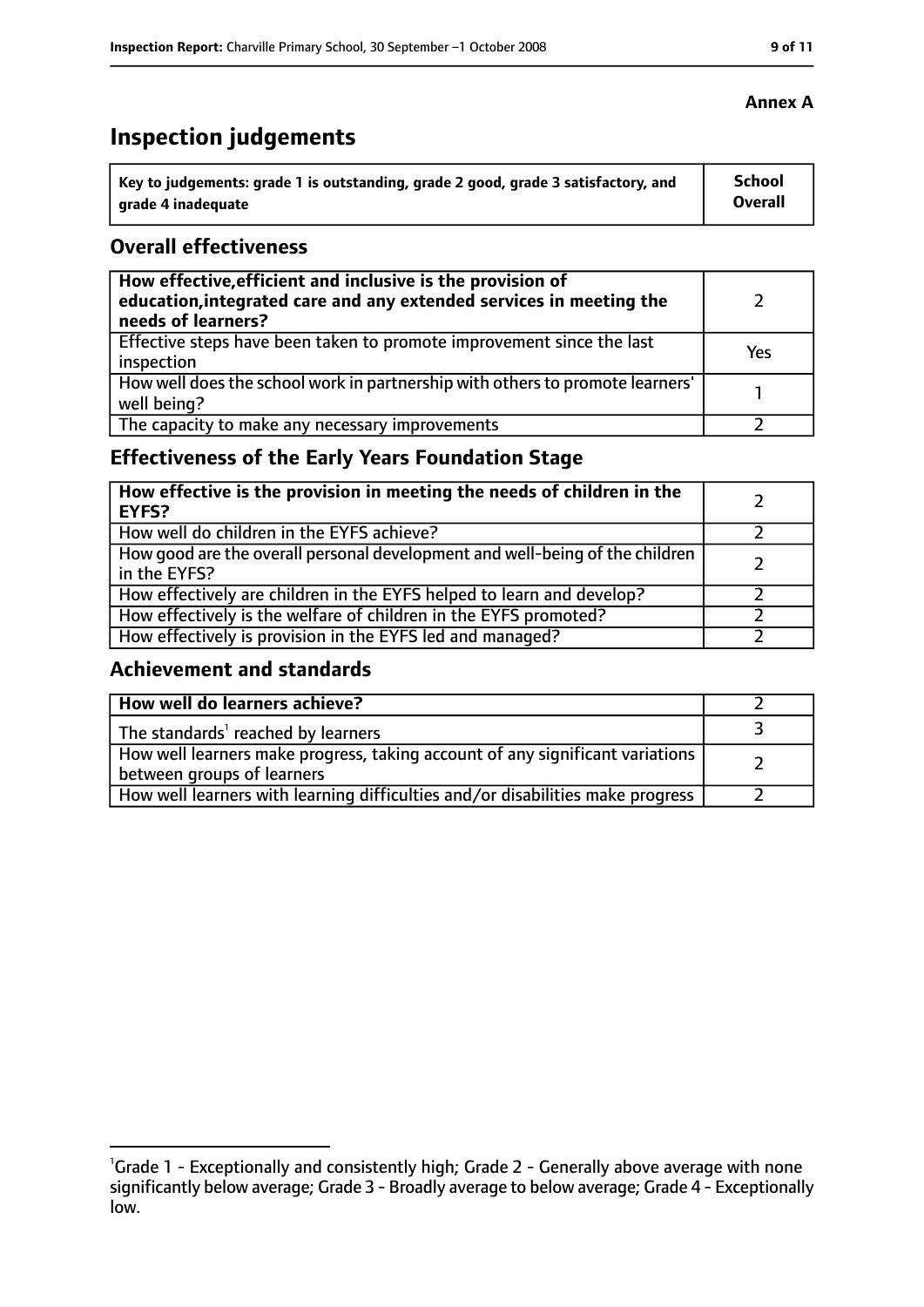**Annex A**

# Inspection judgements

| Key to judgements: grade 1 is outstanding, grade 2 good, grade 3 satisfactory, and grade 4 inadequate | School Overall |
|---|---|

## Overall effectiveness

| | |
|---|---|
| **How effective, efficient and inclusive is the provision of education, integrated care and any extended services in meeting the needs of learners?** | 2 |
| Effective steps have been taken to promote improvement since the last inspection | Yes |
| How well does the school work in partnership with others to promote learners' well being? | 1 |
| The capacity to make any necessary improvements | 2 |

## Effectiveness of the Early Years Foundation Stage

| | |
|---|---|
| **How effective is the provision in meeting the needs of children in the EYFS?** | 2 |
| How well do children in the EYFS achieve? | 2 |
| How good are the overall personal development and well-being of the children in the EYFS? | 2 |
| How effectively are children in the EYFS helped to learn and develop? | 2 |
| How effectively is the welfare of children in the EYFS promoted? | 2 |
| How effectively is provision in the EYFS led and managed? | 2 |

## Achievement and standards

| | |
|---|---|
| **How well do learners achieve?** | 2 |
| The standards[1] reached by learners | 3 |
| How well learners make progress, taking account of any significant variations between groups of learners | 2 |
| How well learners with learning difficulties and/or disabilities make progress | 2 |

[1]Grade 1 - Exceptionally and consistently high; Grade 2 - Generally above average with none significantly below average; Grade 3 - Broadly average to below average; Grade 4 - Exceptionally low.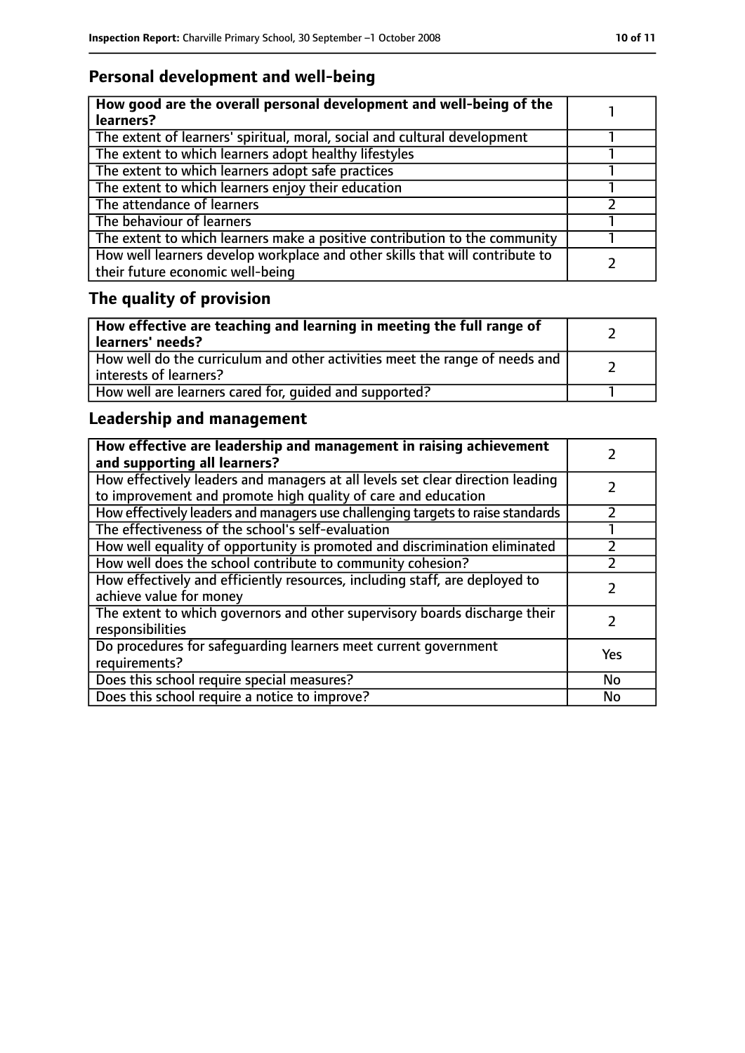## Personal development and well-being

| **How good are the overall personal development and well-being of the learners?** | 1 |
|---|---|
| The extent of learners' spiritual, moral, social and cultural development | 1 |
| The extent to which learners adopt healthy lifestyles | 1 |
| The extent to which learners adopt safe practices | 1 |
| The extent to which learners enjoy their education | 1 |
| The attendance of learners | 2 |
| The behaviour of learners | 1 |
| The extent to which learners make a positive contribution to the community | 1 |
| How well learners develop workplace and other skills that will contribute to their future economic well-being | 2 |

## The quality of provision

| **How effective are teaching and learning in meeting the full range of learners' needs?** | 2 |
|---|---|
| How well do the curriculum and other activities meet the range of needs and interests of learners? | 2 |
| How well are learners cared for, guided and supported? | 1 |

## Leadership and management

| **How effective are leadership and management in raising achievement and supporting all learners?** | 2 |
|---|---|
| How effectively leaders and managers at all levels set clear direction leading to improvement and promote high quality of care and education | 2 |
| How effectively leaders and managers use challenging targets to raise standards | 2 |
| The effectiveness of the school's self-evaluation | 1 |
| How well equality of opportunity is promoted and discrimination eliminated | 2 |
| How well does the school contribute to community cohesion? | 2 |
| How effectively and efficiently resources, including staff, are deployed to achieve value for money | 2 |
| The extent to which governors and other supervisory boards discharge their responsibilities | 2 |
| Do procedures for safeguarding learners meet current government requirements? | Yes |
| Does this school require special measures? | No |
| Does this school require a notice to improve? | No |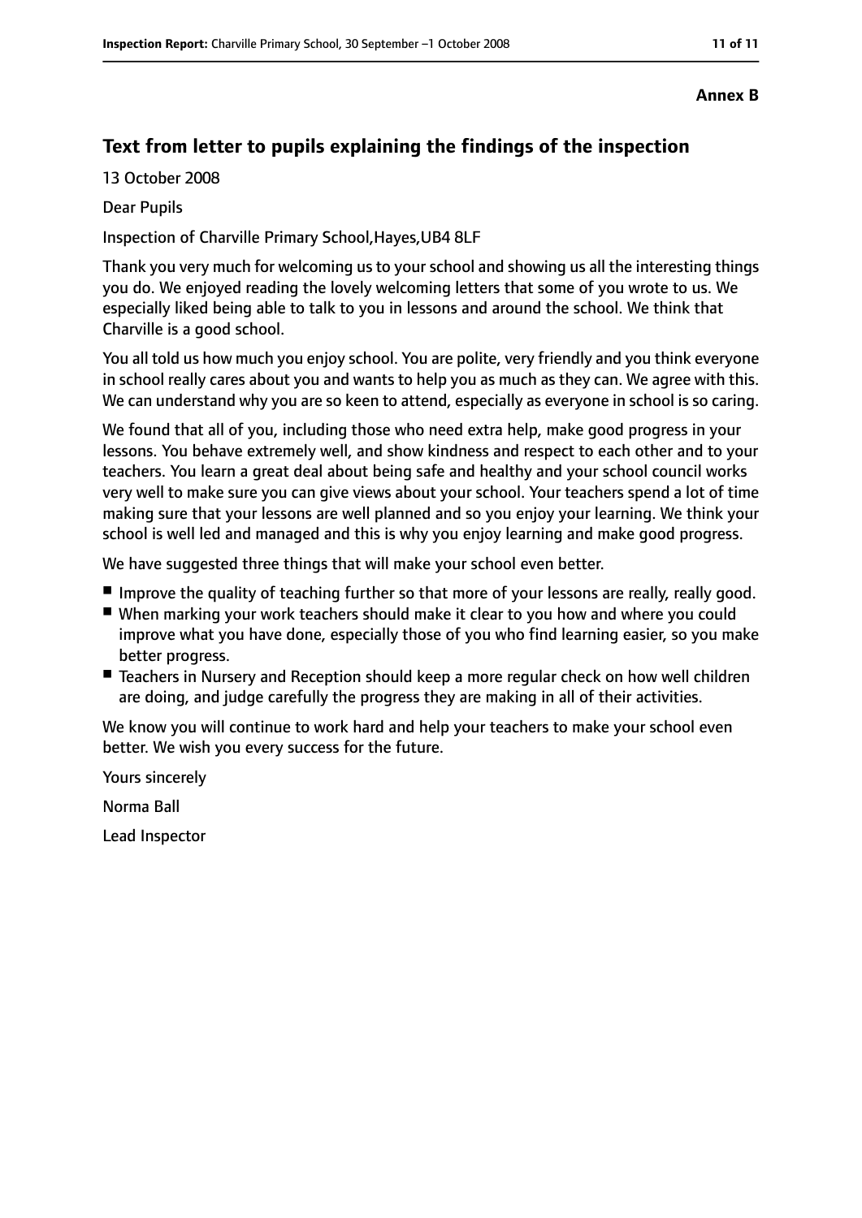**Annex B**

## Text from letter to pupils explaining the findings of the inspection

13 October 2008

Dear Pupils

Inspection of Charville Primary School,Hayes,UB4 8LF

Thank you very much for welcoming us to your school and showing us all the interesting things you do. We enjoyed reading the lovely welcoming letters that some of you wrote to us. We especially liked being able to talk to you in lessons and around the school. We think that Charville is a good school.

You all told us how much you enjoy school. You are polite, very friendly and you think everyone in school really cares about you and wants to help you as much as they can. We agree with this. We can understand why you are so keen to attend, especially as everyone in school is so caring.

We found that all of you, including those who need extra help, make good progress in your lessons. You behave extremely well, and show kindness and respect to each other and to your teachers. You learn a great deal about being safe and healthy and your school council works very well to make sure you can give views about your school. Your teachers spend a lot of time making sure that your lessons are well planned and so you enjoy your learning. We think your school is well led and managed and this is why you enjoy learning and make good progress.

We have suggested three things that will make your school even better.

- Improve the quality of teaching further so that more of your lessons are really, really good.
- When marking your work teachers should make it clear to you how and where you could improve what you have done, especially those of you who find learning easier, so you make better progress.
- Teachers in Nursery and Reception should keep a more regular check on how well children are doing, and judge carefully the progress they are making in all of their activities.

We know you will continue to work hard and help your teachers to make your school even better. We wish you every success for the future.

Yours sincerely

Norma Ball

Lead Inspector